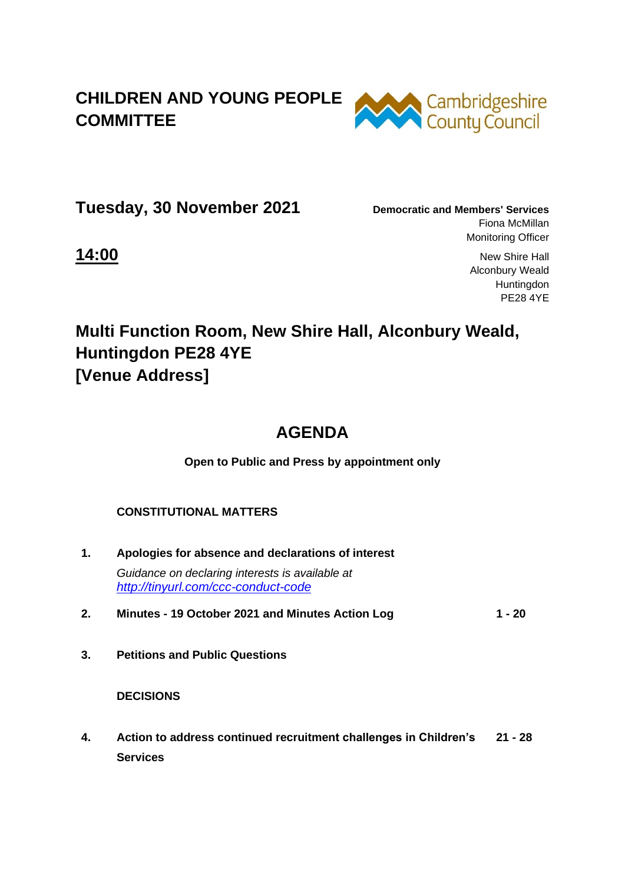# CHILDREN AND YOUNG PEOPLE COMMITTEE

Cambridgeshire County Council

## Tuesday, 30 November 2021

**Democratic and Members' Services**
Fiona McMillan
Monitoring Officer

New Shire Hall
Alconbury Weald
Huntingdon
PE28 4YE

**14:00**

## Multi Function Room, New Shire Hall, Alconbury Weald, Huntingdon PE28 4YE [Venue Address]

## AGENDA

**Open to Public and Press by appointment only**

**CONSTITUTIONAL MATTERS**

| | | |
|---|---|---|
| **1.** | **Apologies for absence and declarations of interest**<br>*Guidance on declaring interests is available at [http://tinyurl.com/ccc-conduct-code](http://tinyurl.com/ccc-conduct-code)* | |
| **2.** | **Minutes - 19 October 2021 and Minutes Action Log** | **1 - 20** |
| **3.** | **Petitions and Public Questions** | |

**DECISIONS**

| | | |
|---|---|---|
| **4.** | **Action to address continued recruitment challenges in Children's Services** | **21 - 28** |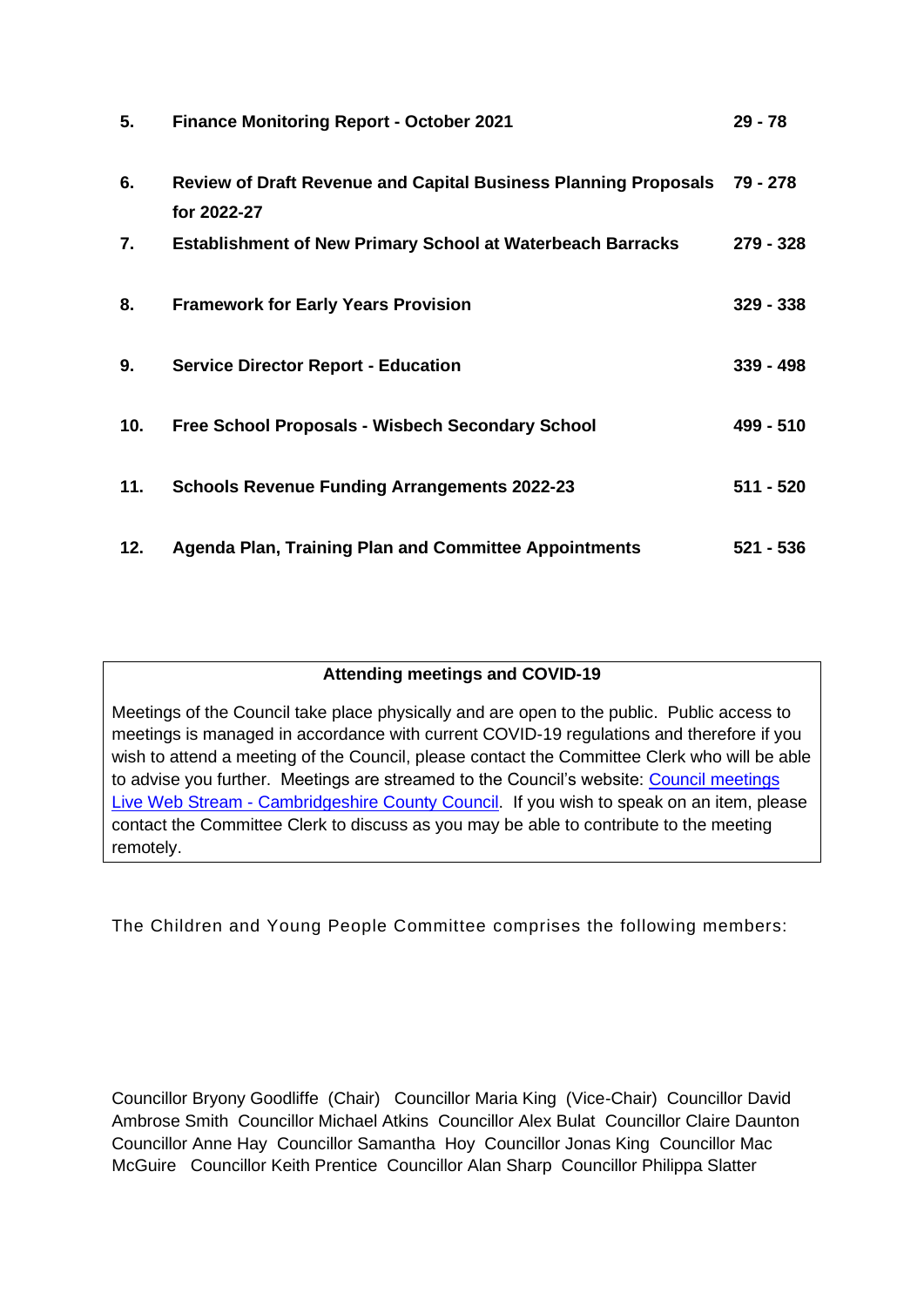| | | |
|---|---|---|
| **5.** | **Finance Monitoring Report - October 2021** | **29 - 78** |
| **6.** | **Review of Draft Revenue and Capital Business Planning Proposals for 2022-27** | **79 - 278** |
| **7.** | **Establishment of New Primary School at Waterbeach Barracks** | **279 - 328** |
| **8.** | **Framework for Early Years Provision** | **329 - 338** |
| **9.** | **Service Director Report - Education** | **339 - 498** |
| **10.** | **Free School Proposals - Wisbech Secondary School** | **499 - 510** |
| **11.** | **Schools Revenue Funding Arrangements 2022-23** | **511 - 520** |
| **12.** | **Agenda Plan, Training Plan and Committee Appointments** | **521 - 536** |

**Attending meetings and COVID-19**

Meetings of the Council take place physically and are open to the public. Public access to meetings is managed in accordance with current COVID-19 regulations and therefore if you wish to attend a meeting of the Council, please contact the Committee Clerk who will be able to advise you further. Meetings are streamed to the Council's website: [Council meetings Live Web Stream - Cambridgeshire County Council](). If you wish to speak on an item, please contact the Committee Clerk to discuss as you may be able to contribute to the meeting remotely.

The Children and Young People Committee comprises the following members:

Councillor Bryony Goodliffe (Chair) Councillor Maria King (Vice-Chair) Councillor David Ambrose Smith Councillor Michael Atkins Councillor Alex Bulat Councillor Claire Daunton Councillor Anne Hay Councillor Samantha Hoy Councillor Jonas King Councillor Mac McGuire Councillor Keith Prentice Councillor Alan Sharp Councillor Philippa Slatter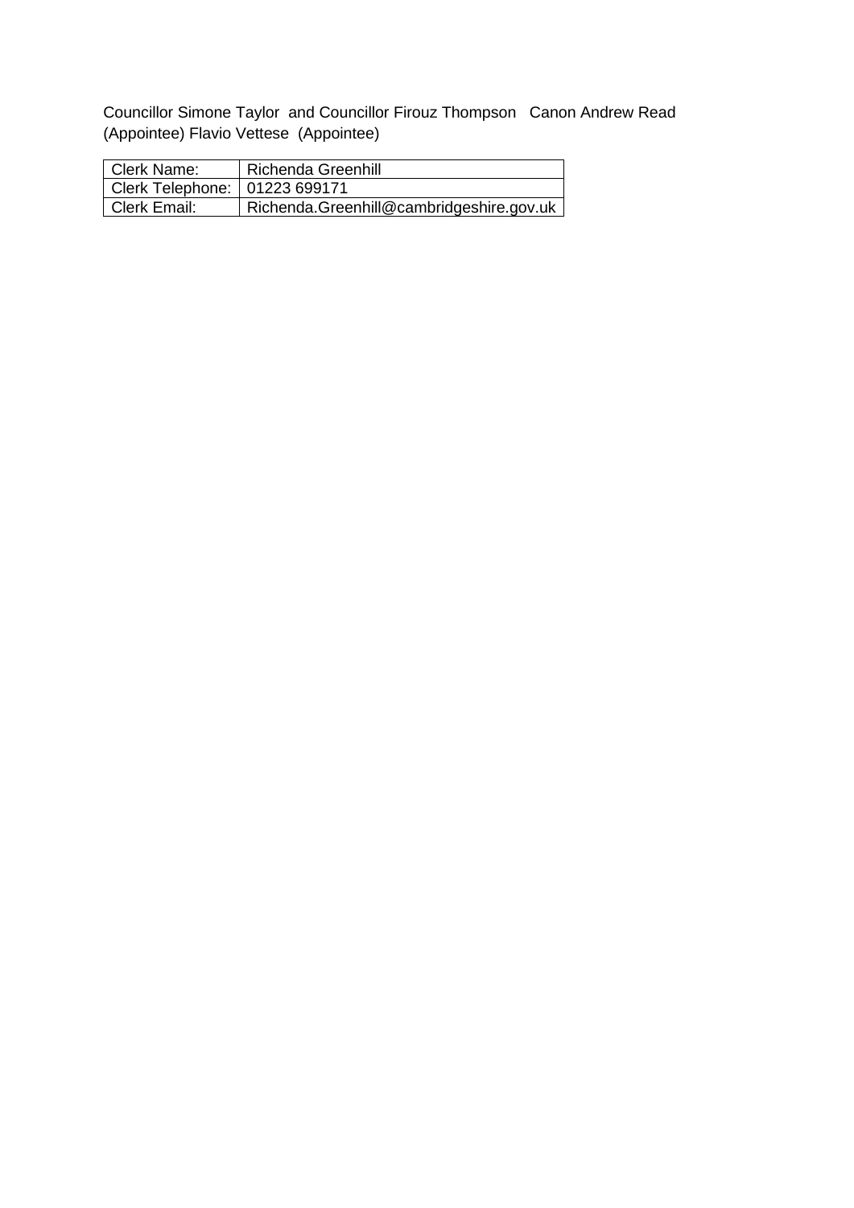Councillor Simone Taylor and Councillor Firouz Thompson Canon Andrew Read (Appointee) Flavio Vettese (Appointee)

| | |
|---|---|
| Clerk Name: | Richenda Greenhill |
| Clerk Telephone: | 01223 699171 |
| Clerk Email: | Richenda.Greenhill@cambridgeshire.gov.uk |